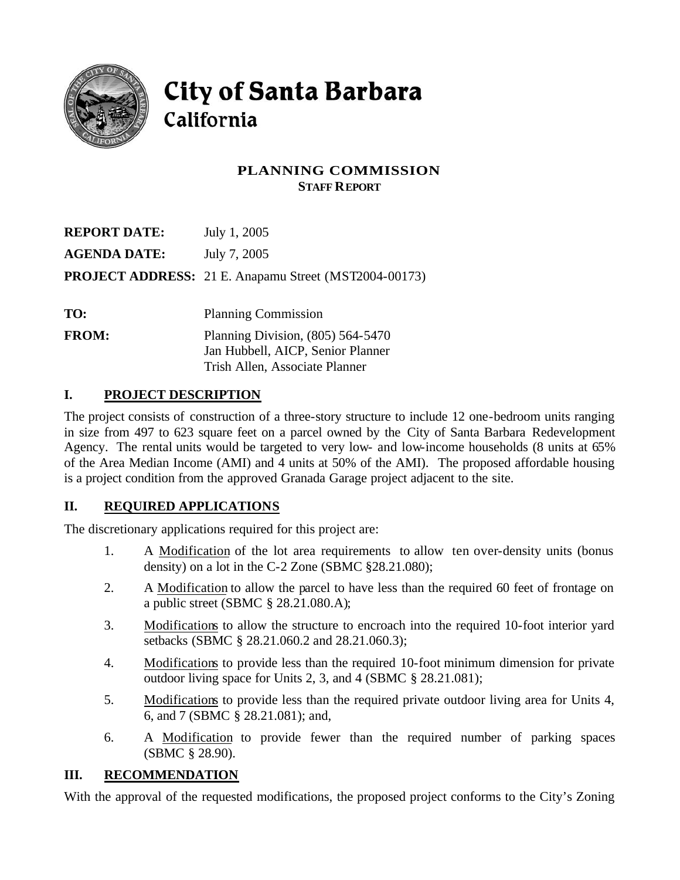# City of Santa Barbara
## California

## PLANNING COMMISSION
### STAFF REPORT

**REPORT DATE:** July 1, 2005

**AGENDA DATE:** July 7, 2005

**PROJECT ADDRESS:** 21 E. Anapamu Street (MST2004-00173)

**TO:** Planning Commission

**FROM:** Planning Division, (805) 564-5470
Jan Hubbell, AICP, Senior Planner
Trish Allen, Associate Planner

## I. PROJECT DESCRIPTION

The project consists of construction of a three-story structure to include 12 one-bedroom units ranging in size from 497 to 623 square feet on a parcel owned by the City of Santa Barbara Redevelopment Agency. The rental units would be targeted to very low- and low-income households (8 units at 65% of the Area Median Income (AMI) and 4 units at 50% of the AMI). The proposed affordable housing is a project condition from the approved Granada Garage project adjacent to the site.

## II. REQUIRED APPLICATIONS

The discretionary applications required for this project are:

1. A Modification of the lot area requirements to allow ten over-density units (bonus density) on a lot in the C-2 Zone (SBMC §28.21.080);
2. A Modification to allow the parcel to have less than the required 60 feet of frontage on a public street (SBMC § 28.21.080.A);
3. Modifications to allow the structure to encroach into the required 10-foot interior yard setbacks (SBMC § 28.21.060.2 and 28.21.060.3);
4. Modifications to provide less than the required 10-foot minimum dimension for private outdoor living space for Units 2, 3, and 4 (SBMC § 28.21.081);
5. Modifications to provide less than the required private outdoor living area for Units 4, 6, and 7 (SBMC § 28.21.081); and,
6. A Modification to provide fewer than the required number of parking spaces (SBMC § 28.90).

## III. RECOMMENDATION

With the approval of the requested modifications, the proposed project conforms to the City's Zoning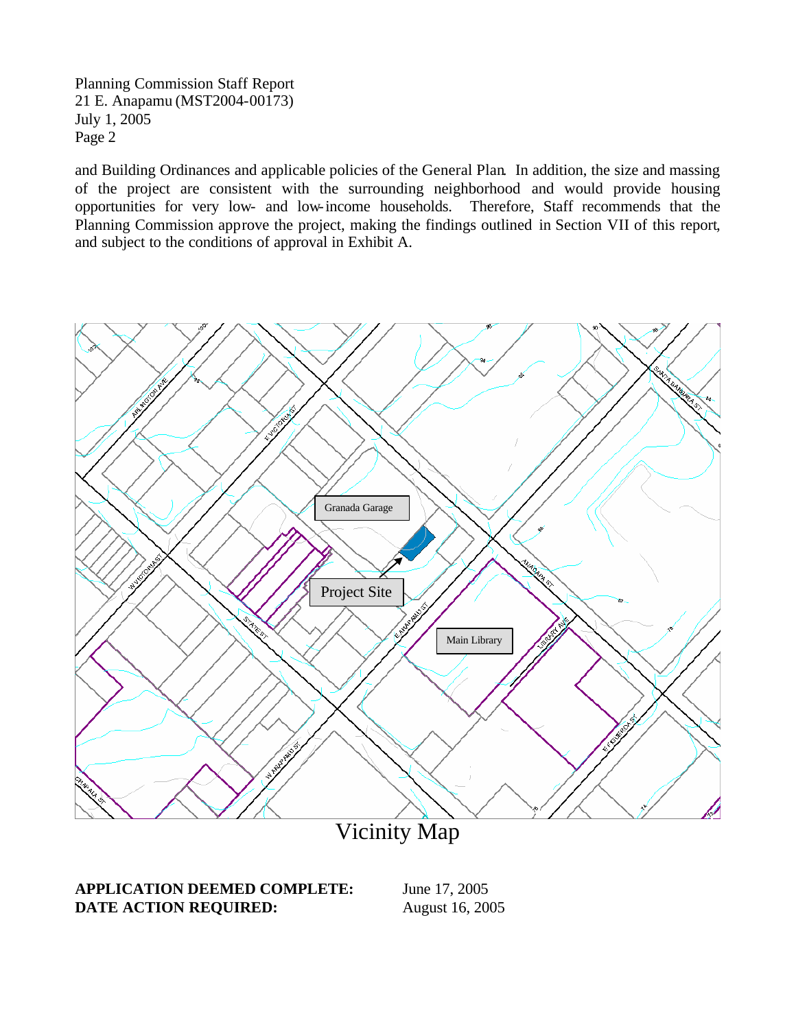and Building Ordinances and applicable policies of the General Plan. In addition, the size and massing of the project are consistent with the surrounding neighborhood and would provide housing opportunities for very low- and low-income households. Therefore, Staff recommends that the Planning Commission approve the project, making the findings outlined in Section VII of this report, and subject to the conditions of approval in Exhibit A.

Vicinity Map

**APPLICATION DEEMED COMPLETE:** June 17, 2005
**DATE ACTION REQUIRED:** August 16, 2005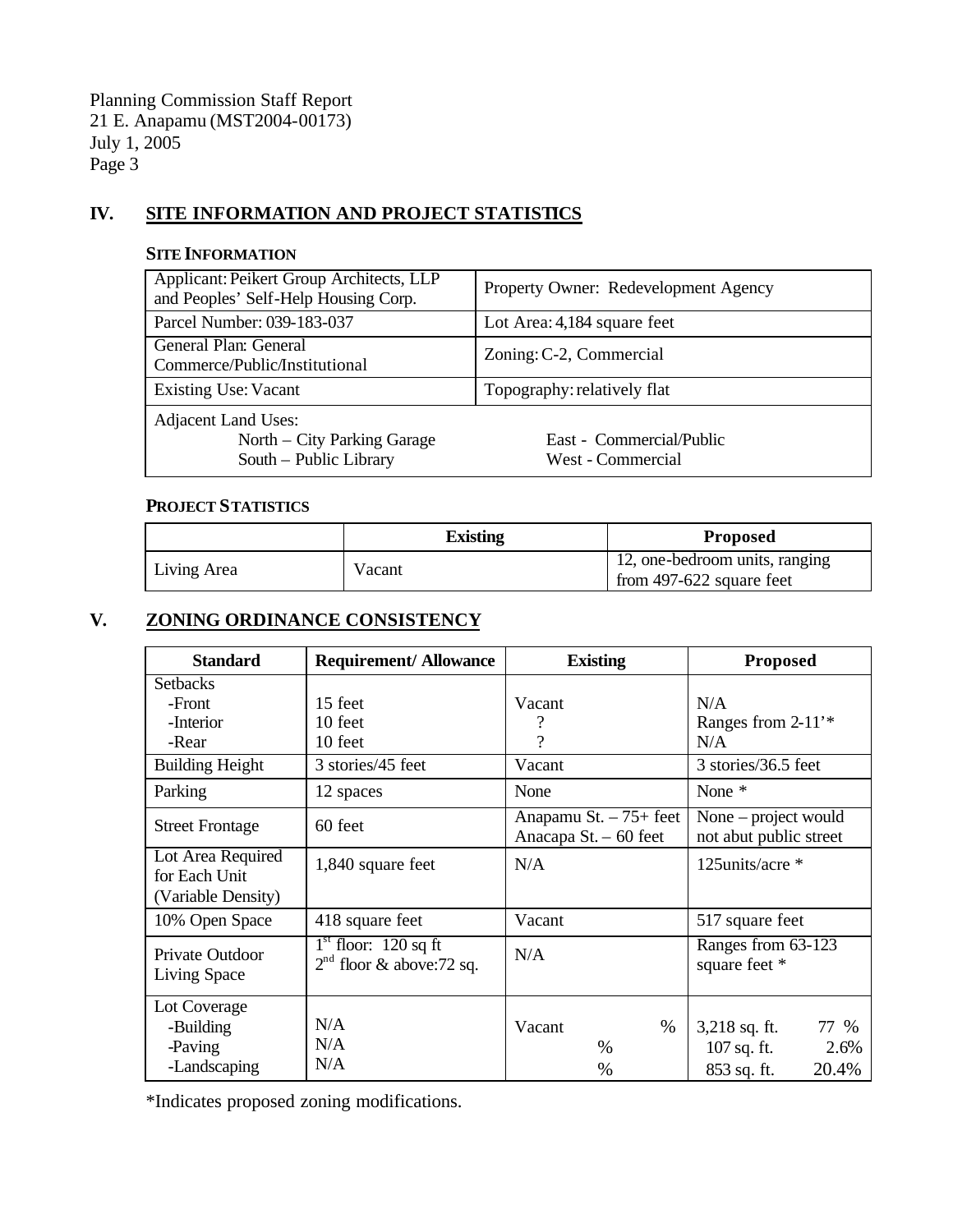## IV. SITE INFORMATION AND PROJECT STATISTICS

### SITE INFORMATION

| | |
|---|---|
| Applicant: Peikert Group Architects, LLP and Peoples' Self-Help Housing Corp. | Property Owner: Redevelopment Agency |
| Parcel Number: 039-183-037 | Lot Area: 4,184 square feet |
| General Plan: General Commerce/Public/Institutional | Zoning: C-2, Commercial |
| Existing Use: Vacant | Topography: relatively flat |
| Adjacent Land Uses:<br>North – City Parking Garage<br>South – Public Library | East - Commercial/Public<br>West - Commercial |

### PROJECT STATISTICS

| | Existing | Proposed |
|---|---|---|
| Living Area | Vacant | 12, one-bedroom units, ranging from 497-622 square feet |

## V. ZONING ORDINANCE CONSISTENCY

| Standard | Requirement/ Allowance | Existing | Proposed |
|---|---|---|---|
| Setbacks<br>-Front<br>-Interior<br>-Rear | <br>15 feet<br>10 feet<br>10 feet | <br>Vacant<br>?<br>? | <br>N/A<br>Ranges from 2-11'*<br>N/A |
| Building Height | 3 stories/45 feet | Vacant | 3 stories/36.5 feet |
| Parking | 12 spaces | None | None * |
| Street Frontage | 60 feet | Anapamu St. – 75+ feet<br>Anacapa St. – 60 feet | None – project would not abut public street |
| Lot Area Required for Each Unit (Variable Density) | 1,840 square feet | N/A | 125units/acre * |
| 10% Open Space | 418 square feet | Vacant | 517 square feet |
| Private Outdoor Living Space | 1st floor: 120 sq ft<br>2nd floor & above: 72 sq. | N/A | Ranges from 63-123 square feet * |
| Lot Coverage<br>-Building<br>-Paving<br>-Landscaping | <br>N/A<br>N/A<br>N/A | <br>Vacant %<br>%<br>% | <br>3,218 sq. ft. 77 %<br>107 sq. ft. 2.6%<br>853 sq. ft. 20.4% |

*Indicates proposed zoning modifications.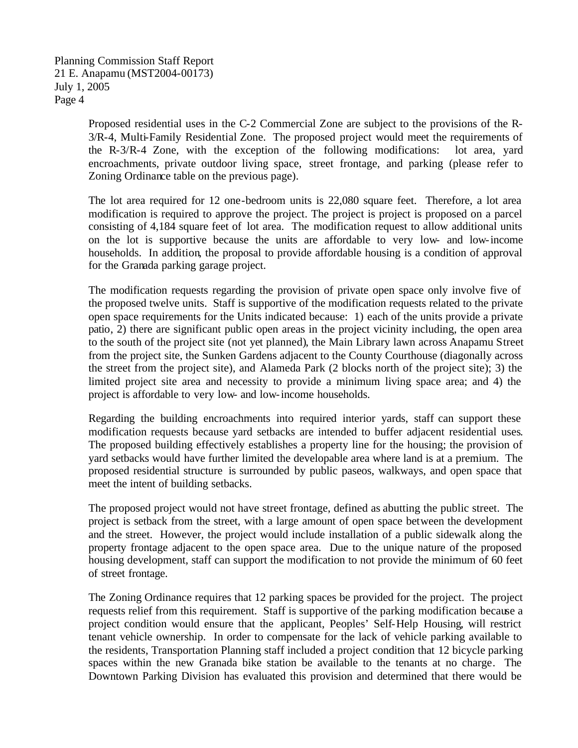Proposed residential uses in the C-2 Commercial Zone are subject to the provisions of the R-3/R-4, Multi-Family Residential Zone. The proposed project would meet the requirements of the R-3/R-4 Zone, with the exception of the following modifications: lot area, yard encroachments, private outdoor living space, street frontage, and parking (please refer to Zoning Ordinance table on the previous page).

The lot area required for 12 one-bedroom units is 22,080 square feet. Therefore, a lot area modification is required to approve the project. The project is project is proposed on a parcel consisting of 4,184 square feet of lot area. The modification request to allow additional units on the lot is supportive because the units are affordable to very low- and low-income households. In addition, the proposal to provide affordable housing is a condition of approval for the Granada parking garage project.

The modification requests regarding the provision of private open space only involve five of the proposed twelve units. Staff is supportive of the modification requests related to the private open space requirements for the Units indicated because: 1) each of the units provide a private patio, 2) there are significant public open areas in the project vicinity including, the open area to the south of the project site (not yet planned), the Main Library lawn across Anapamu Street from the project site, the Sunken Gardens adjacent to the County Courthouse (diagonally across the street from the project site), and Alameda Park (2 blocks north of the project site); 3) the limited project site area and necessity to provide a minimum living space area; and 4) the project is affordable to very low- and low-income households.

Regarding the building encroachments into required interior yards, staff can support these modification requests because yard setbacks are intended to buffer adjacent residential uses. The proposed building effectively establishes a property line for the housing; the provision of yard setbacks would have further limited the developable area where land is at a premium. The proposed residential structure is surrounded by public paseos, walkways, and open space that meet the intent of building setbacks.

The proposed project would not have street frontage, defined as abutting the public street. The project is setback from the street, with a large amount of open space between the development and the street. However, the project would include installation of a public sidewalk along the property frontage adjacent to the open space area. Due to the unique nature of the proposed housing development, staff can support the modification to not provide the minimum of 60 feet of street frontage.

The Zoning Ordinance requires that 12 parking spaces be provided for the project. The project requests relief from this requirement. Staff is supportive of the parking modification because a project condition would ensure that the applicant, Peoples' Self-Help Housing, will restrict tenant vehicle ownership. In order to compensate for the lack of vehicle parking available to the residents, Transportation Planning staff included a project condition that 12 bicycle parking spaces within the new Granada bike station be available to the tenants at no charge. The Downtown Parking Division has evaluated this provision and determined that there would be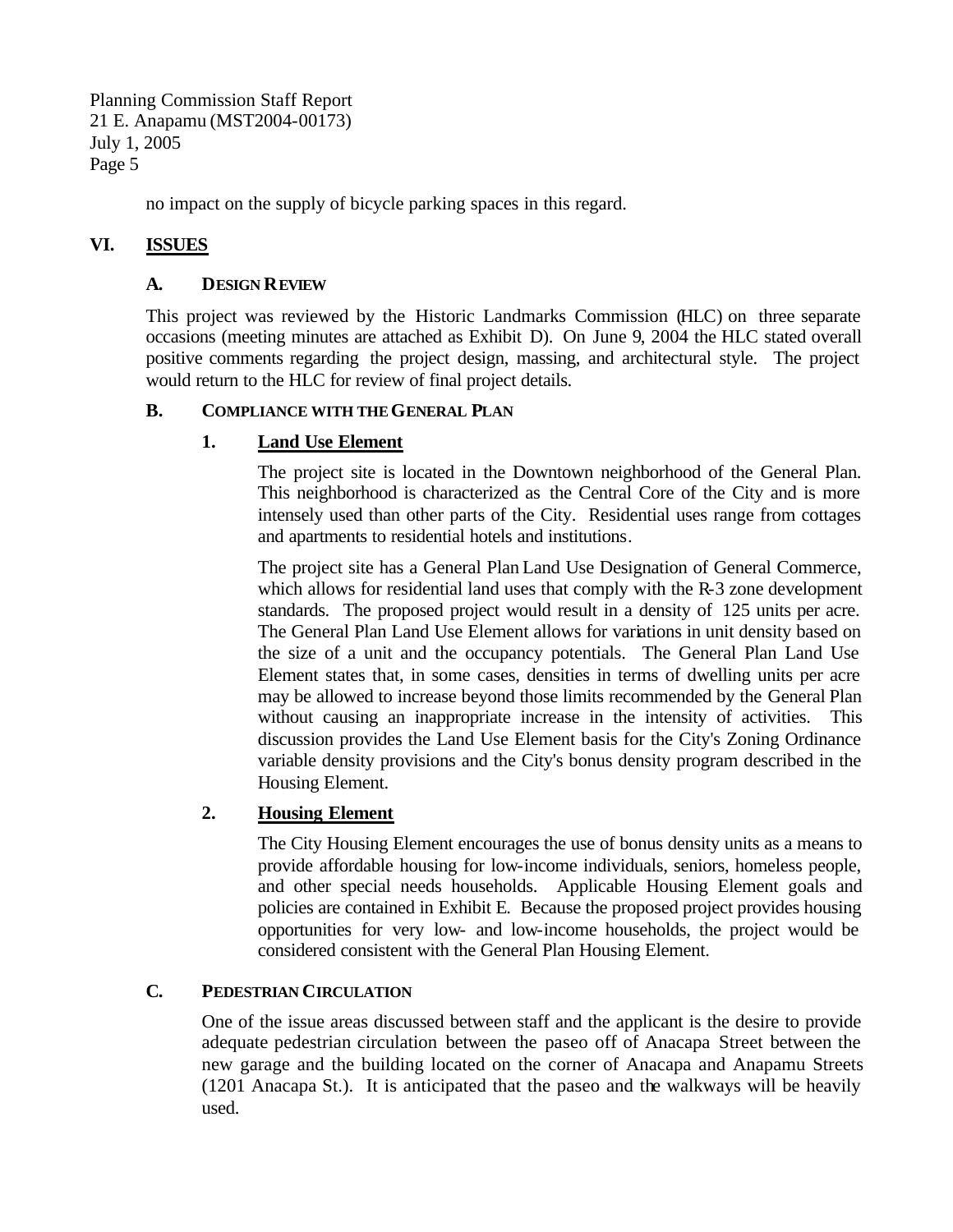no impact on the supply of bicycle parking spaces in this regard.

## VI. ISSUES

### A. DESIGN REVIEW

This project was reviewed by the Historic Landmarks Commission (HLC) on three separate occasions (meeting minutes are attached as Exhibit D). On June 9, 2004 the HLC stated overall positive comments regarding the project design, massing, and architectural style. The project would return to the HLC for review of final project details.

### B. COMPLIANCE WITH THE GENERAL PLAN

#### 1. Land Use Element

The project site is located in the Downtown neighborhood of the General Plan. This neighborhood is characterized as the Central Core of the City and is more intensely used than other parts of the City. Residential uses range from cottages and apartments to residential hotels and institutions.

The project site has a General Plan Land Use Designation of General Commerce, which allows for residential land uses that comply with the R-3 zone development standards. The proposed project would result in a density of 125 units per acre. The General Plan Land Use Element allows for variations in unit density based on the size of a unit and the occupancy potentials. The General Plan Land Use Element states that, in some cases, densities in terms of dwelling units per acre may be allowed to increase beyond those limits recommended by the General Plan without causing an inappropriate increase in the intensity of activities. This discussion provides the Land Use Element basis for the City's Zoning Ordinance variable density provisions and the City's bonus density program described in the Housing Element.

#### 2. Housing Element

The City Housing Element encourages the use of bonus density units as a means to provide affordable housing for low-income individuals, seniors, homeless people, and other special needs households. Applicable Housing Element goals and policies are contained in Exhibit E. Because the proposed project provides housing opportunities for very low- and low-income households, the project would be considered consistent with the General Plan Housing Element.

### C. PEDESTRIAN CIRCULATION

One of the issue areas discussed between staff and the applicant is the desire to provide adequate pedestrian circulation between the paseo off of Anacapa Street between the new garage and the building located on the corner of Anacapa and Anapamu Streets (1201 Anacapa St.). It is anticipated that the paseo and the walkways will be heavily used.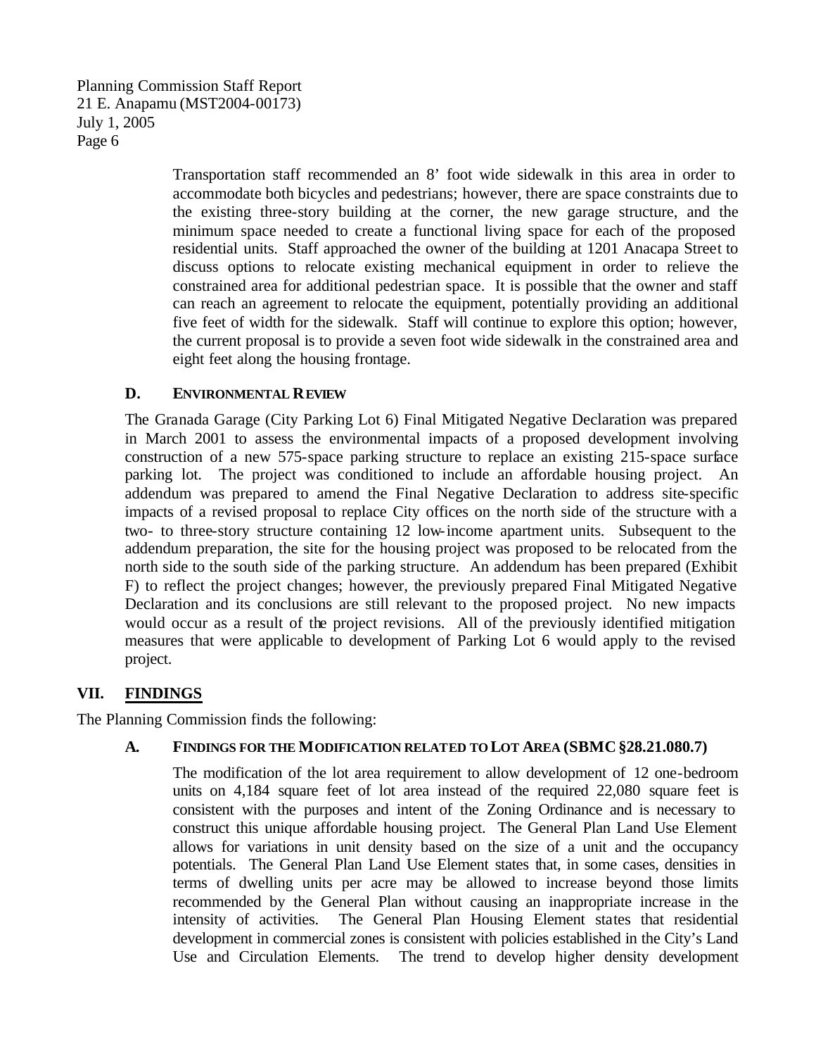Transportation staff recommended an 8' foot wide sidewalk in this area in order to accommodate both bicycles and pedestrians; however, there are space constraints due to the existing three-story building at the corner, the new garage structure, and the minimum space needed to create a functional living space for each of the proposed residential units. Staff approached the owner of the building at 1201 Anacapa Street to discuss options to relocate existing mechanical equipment in order to relieve the constrained area for additional pedestrian space. It is possible that the owner and staff can reach an agreement to relocate the equipment, potentially providing an additional five feet of width for the sidewalk. Staff will continue to explore this option; however, the current proposal is to provide a seven foot wide sidewalk in the constrained area and eight feet along the housing frontage.

### D. ENVIRONMENTAL REVIEW

The Granada Garage (City Parking Lot 6) Final Mitigated Negative Declaration was prepared in March 2001 to assess the environmental impacts of a proposed development involving construction of a new 575-space parking structure to replace an existing 215-space surface parking lot. The project was conditioned to include an affordable housing project. An addendum was prepared to amend the Final Negative Declaration to address site-specific impacts of a revised proposal to replace City offices on the north side of the structure with a two- to three-story structure containing 12 low-income apartment units. Subsequent to the addendum preparation, the site for the housing project was proposed to be relocated from the north side to the south side of the parking structure. An addendum has been prepared (Exhibit F) to reflect the project changes; however, the previously prepared Final Mitigated Negative Declaration and its conclusions are still relevant to the proposed project. No new impacts would occur as a result of the project revisions. All of the previously identified mitigation measures that were applicable to development of Parking Lot 6 would apply to the revised project.

## VII. FINDINGS

The Planning Commission finds the following:

### A. FINDINGS FOR THE MODIFICATION RELATED TO LOT AREA (SBMC §28.21.080.7)

The modification of the lot area requirement to allow development of 12 one-bedroom units on 4,184 square feet of lot area instead of the required 22,080 square feet is consistent with the purposes and intent of the Zoning Ordinance and is necessary to construct this unique affordable housing project. The General Plan Land Use Element allows for variations in unit density based on the size of a unit and the occupancy potentials. The General Plan Land Use Element states that, in some cases, densities in terms of dwelling units per acre may be allowed to increase beyond those limits recommended by the General Plan without causing an inappropriate increase in the intensity of activities. The General Plan Housing Element states that residential development in commercial zones is consistent with policies established in the City's Land Use and Circulation Elements. The trend to develop higher density development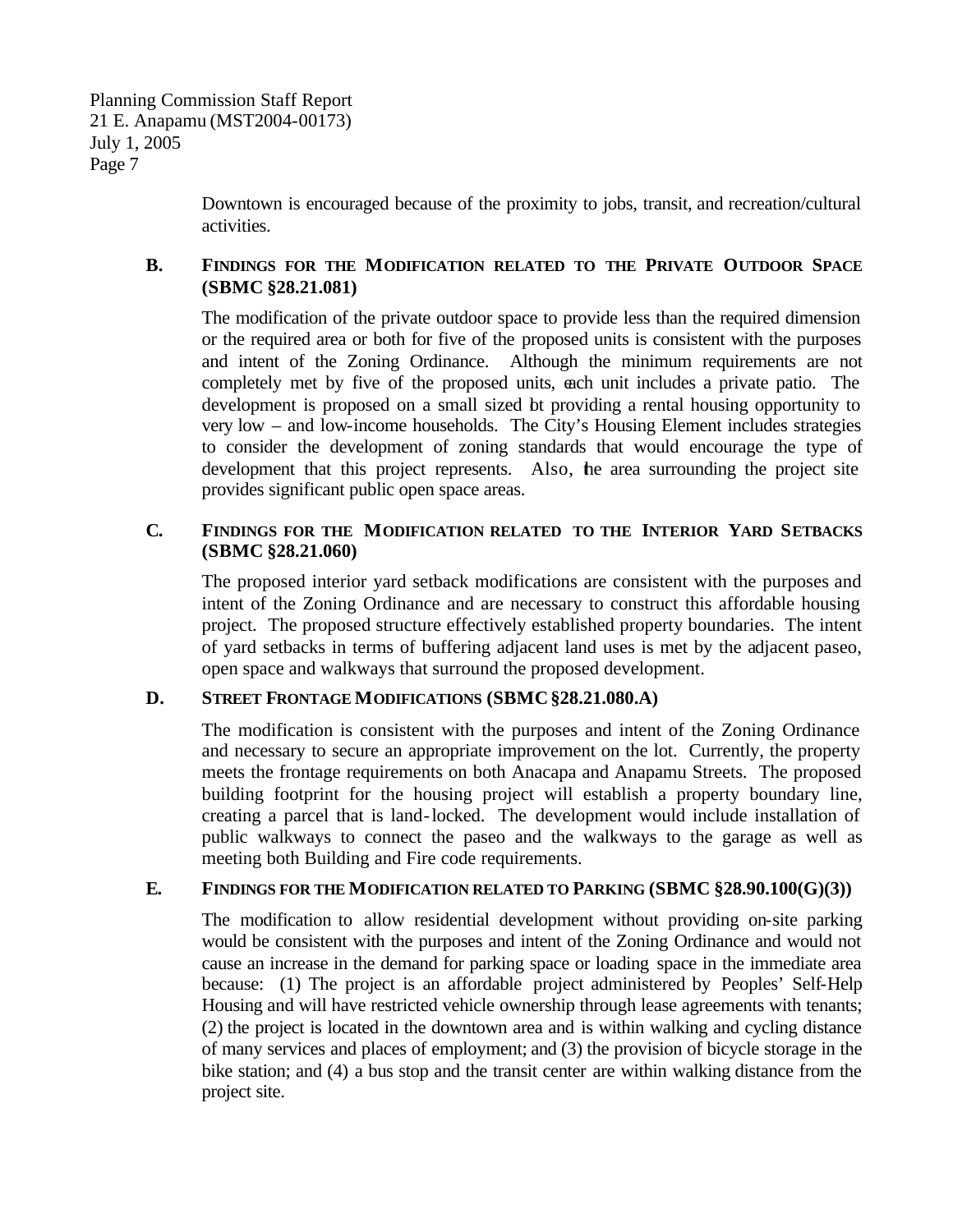Downtown is encouraged because of the proximity to jobs, transit, and recreation/cultural activities.

### B. FINDINGS FOR THE MODIFICATION RELATED TO THE PRIVATE OUTDOOR SPACE (SBMC §28.21.081)

The modification of the private outdoor space to provide less than the required dimension or the required area or both for five of the proposed units is consistent with the purposes and intent of the Zoning Ordinance. Although the minimum requirements are not completely met by five of the proposed units, each unit includes a private patio. The development is proposed on a small sized lot providing a rental housing opportunity to very low – and low-income households. The City's Housing Element includes strategies to consider the development of zoning standards that would encourage the type of development that this project represents. Also, the area surrounding the project site provides significant public open space areas.

### C. FINDINGS FOR THE MODIFICATION RELATED TO THE INTERIOR YARD SETBACKS (SBMC §28.21.060)

The proposed interior yard setback modifications are consistent with the purposes and intent of the Zoning Ordinance and are necessary to construct this affordable housing project. The proposed structure effectively established property boundaries. The intent of yard setbacks in terms of buffering adjacent land uses is met by the adjacent paseo, open space and walkways that surround the proposed development.

### D. STREET FRONTAGE MODIFICATIONS (SBMC §28.21.080.A)

The modification is consistent with the purposes and intent of the Zoning Ordinance and necessary to secure an appropriate improvement on the lot. Currently, the property meets the frontage requirements on both Anacapa and Anapamu Streets. The proposed building footprint for the housing project will establish a property boundary line, creating a parcel that is land-locked. The development would include installation of public walkways to connect the paseo and the walkways to the garage as well as meeting both Building and Fire code requirements.

### E. FINDINGS FOR THE MODIFICATION RELATED TO PARKING (SBMC §28.90.100(G)(3))

The modification to allow residential development without providing on-site parking would be consistent with the purposes and intent of the Zoning Ordinance and would not cause an increase in the demand for parking space or loading space in the immediate area because: (1) The project is an affordable project administered by Peoples' Self-Help Housing and will have restricted vehicle ownership through lease agreements with tenants; (2) the project is located in the downtown area and is within walking and cycling distance of many services and places of employment; and (3) the provision of bicycle storage in the bike station; and (4) a bus stop and the transit center are within walking distance from the project site.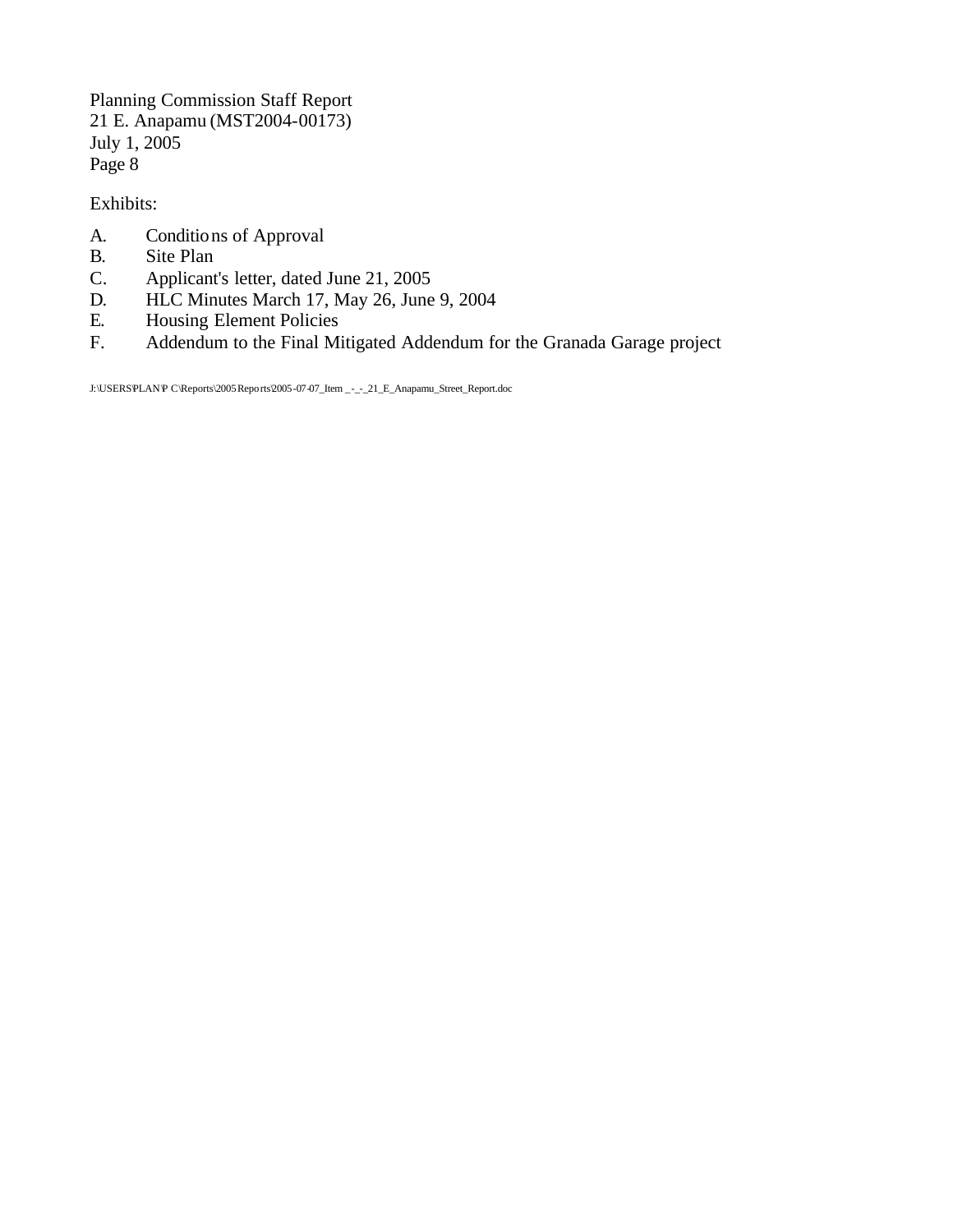Exhibits:

A. Conditions of Approval
B. Site Plan
C. Applicant's letter, dated June 21, 2005
D. HLC Minutes March 17, May 26, June 9, 2004
E. Housing Element Policies
F. Addendum to the Final Mitigated Addendum for the Granada Garage project

J:\USERS\PLAN\P C\Reports\2005 Reports\2005-07-07_Item _-_-_21_E_Anapamu_Street_Report.doc